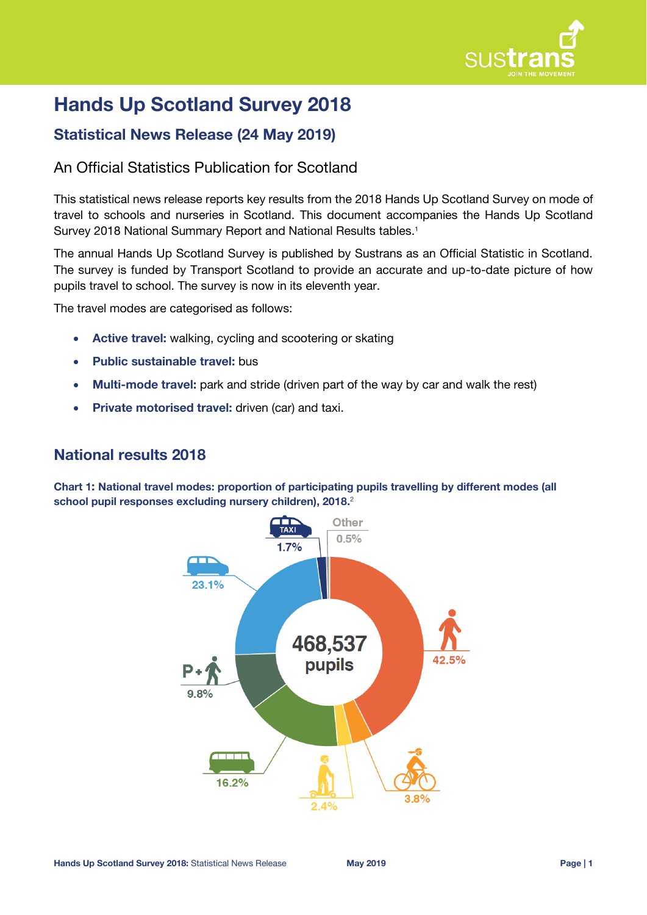# Hands Up Scotland Survey 2018

## Statistical News Release (24 May 2019)

An Official Statistics Publication for Scotland

This statistical news release reports key results from the 2018 Hands Up Scotland Survey on mode of travel to schools and nurseries in Scotland. This document accompanies the Hands Up Scotland Survey 2018 National Summary Report and National Results tables.[1]

The annual Hands Up Scotland Survey is published by Sustrans as an Official Statistic in Scotland. The survey is funded by Transport Scotland to provide an accurate and up-to-date picture of how pupils travel to school. The survey is now in its eleventh year.

The travel modes are categorised as follows:

- **Active travel:** walking, cycling and scootering or skating
- **Public sustainable travel:** bus
- **Multi-mode travel:** park and stride (driven part of the way by car and walk the rest)
- **Private motorised travel:** driven (car) and taxi.

## National results 2018

**Chart 1: National travel modes: proportion of participating pupils travelling by different modes (all school pupil responses excluding nursery children), 2018.**[2]

468,537 pupils

| Mode | Proportion |
|---|---|
| Walk | 42.5% |
| Cycle | 3.8% |
| Scooter/Skate | 2.4% |
| Bus | 16.2% |
| Park and Stride | 9.8% |
| Driven | 23.1% |
| Taxi | 1.7% |
| Other | 0.5% |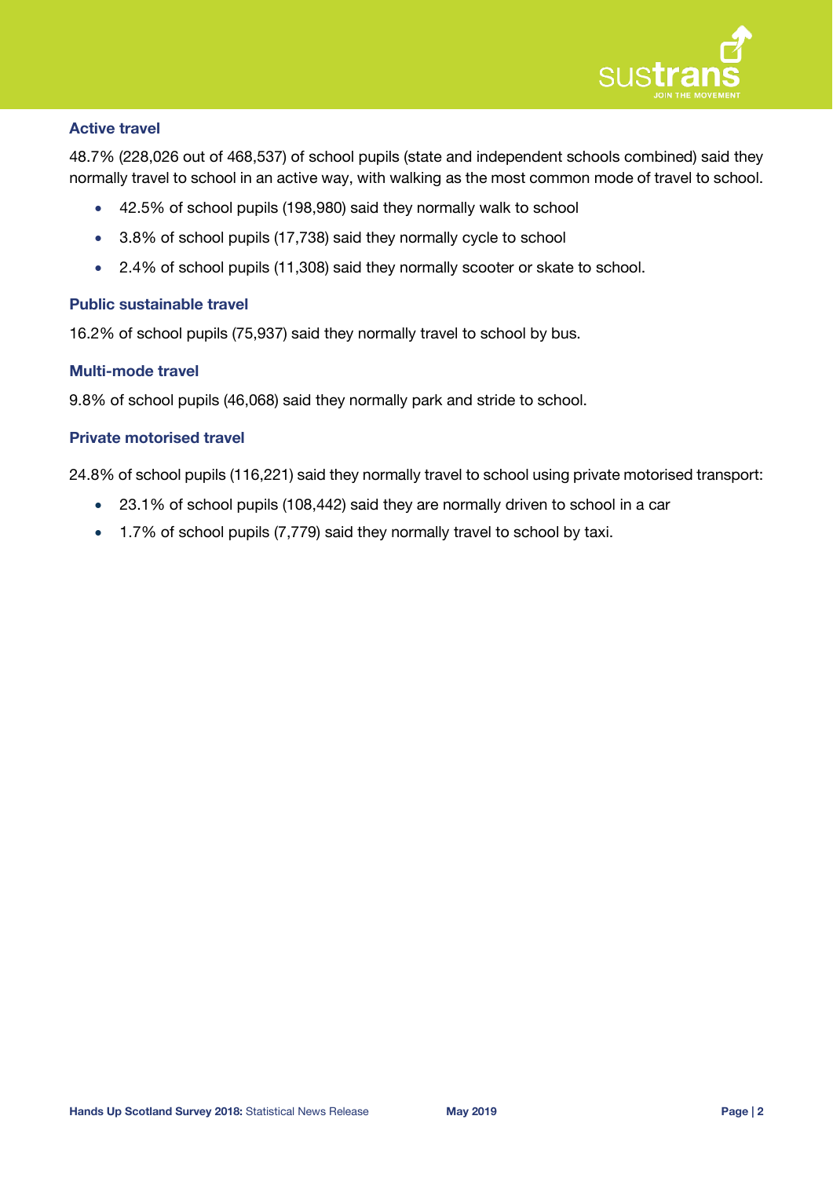### Active travel

48.7% (228,026 out of 468,537) of school pupils (state and independent schools combined) said they normally travel to school in an active way, with walking as the most common mode of travel to school.

- 42.5% of school pupils (198,980) said they normally walk to school
- 3.8% of school pupils (17,738) said they normally cycle to school
- 2.4% of school pupils (11,308) said they normally scooter or skate to school.

### Public sustainable travel

16.2% of school pupils (75,937) said they normally travel to school by bus.

### Multi-mode travel

9.8% of school pupils (46,068) said they normally park and stride to school.

### Private motorised travel

24.8% of school pupils (116,221) said they normally travel to school using private motorised transport:

- 23.1% of school pupils (108,442) said they are normally driven to school in a car
- 1.7% of school pupils (7,779) said they normally travel to school by taxi.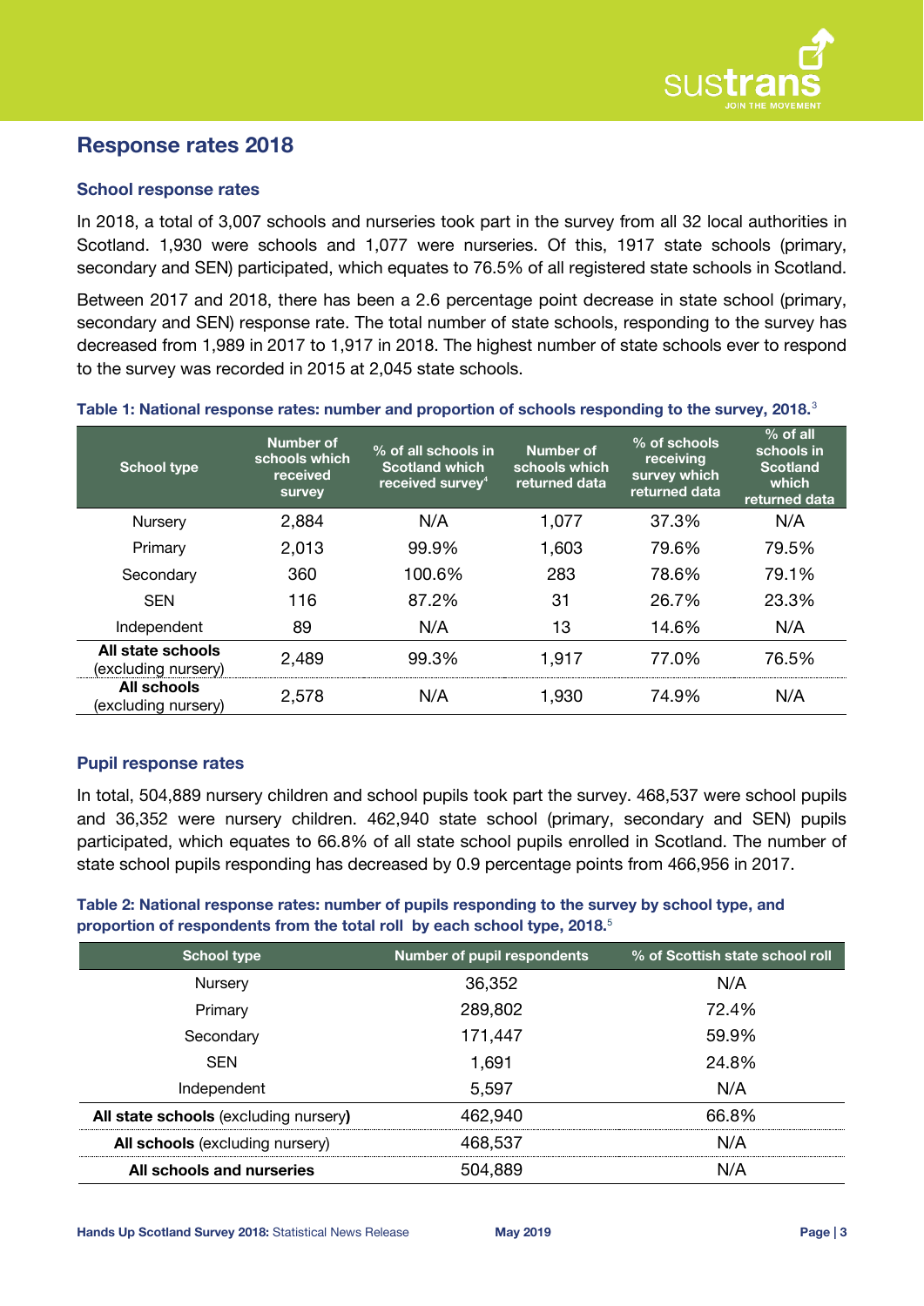## Response rates 2018

### School response rates

In 2018, a total of 3,007 schools and nurseries took part in the survey from all 32 local authorities in Scotland. 1,930 were schools and 1,077 were nurseries. Of this, 1917 state schools (primary, secondary and SEN) participated, which equates to 76.5% of all registered state schools in Scotland.

Between 2017 and 2018, there has been a 2.6 percentage point decrease in state school (primary, secondary and SEN) response rate. The total number of state schools, responding to the survey has decreased from 1,989 in 2017 to 1,917 in 2018. The highest number of state schools ever to respond to the survey was recorded in 2015 at 2,045 state schools.

**Table 1: National response rates: number and proportion of schools responding to the survey, 2018.**[3]

| School type | Number of schools which received survey | % of all schools in Scotland which received survey[4] | Number of schools which returned data | % of schools receiving survey which returned data | % of all schools in Scotland which returned data |
|---|---|---|---|---|---|
| Nursery | 2,884 | N/A | 1,077 | 37.3% | N/A |
| Primary | 2,013 | 99.9% | 1,603 | 79.6% | 79.5% |
| Secondary | 360 | 100.6% | 283 | 78.6% | 79.1% |
| SEN | 116 | 87.2% | 31 | 26.7% | 23.3% |
| Independent | 89 | N/A | 13 | 14.6% | N/A |
| **All state schools** (excluding nursery) | 2,489 | 99.3% | 1,917 | 77.0% | 76.5% |
| **All schools** (excluding nursery) | 2,578 | N/A | 1,930 | 74.9% | N/A |

### Pupil response rates

In total, 504,889 nursery children and school pupils took part the survey. 468,537 were school pupils and 36,352 were nursery children. 462,940 state school (primary, secondary and SEN) pupils participated, which equates to 66.8% of all state school pupils enrolled in Scotland. The number of state school pupils responding has decreased by 0.9 percentage points from 466,956 in 2017.

**Table 2: National response rates: number of pupils responding to the survey by school type, and proportion of respondents from the total roll by each school type, 2018.**[5]

| School type | Number of pupil respondents | % of Scottish state school roll |
|---|---|---|
| Nursery | 36,352 | N/A |
| Primary | 289,802 | 72.4% |
| Secondary | 171,447 | 59.9% |
| SEN | 1,691 | 24.8% |
| Independent | 5,597 | N/A |
| **All state schools** (excluding nursery) | 462,940 | 66.8% |
| **All schools** (excluding nursery) | 468,537 | N/A |
| **All schools and nurseries** | 504,889 | N/A |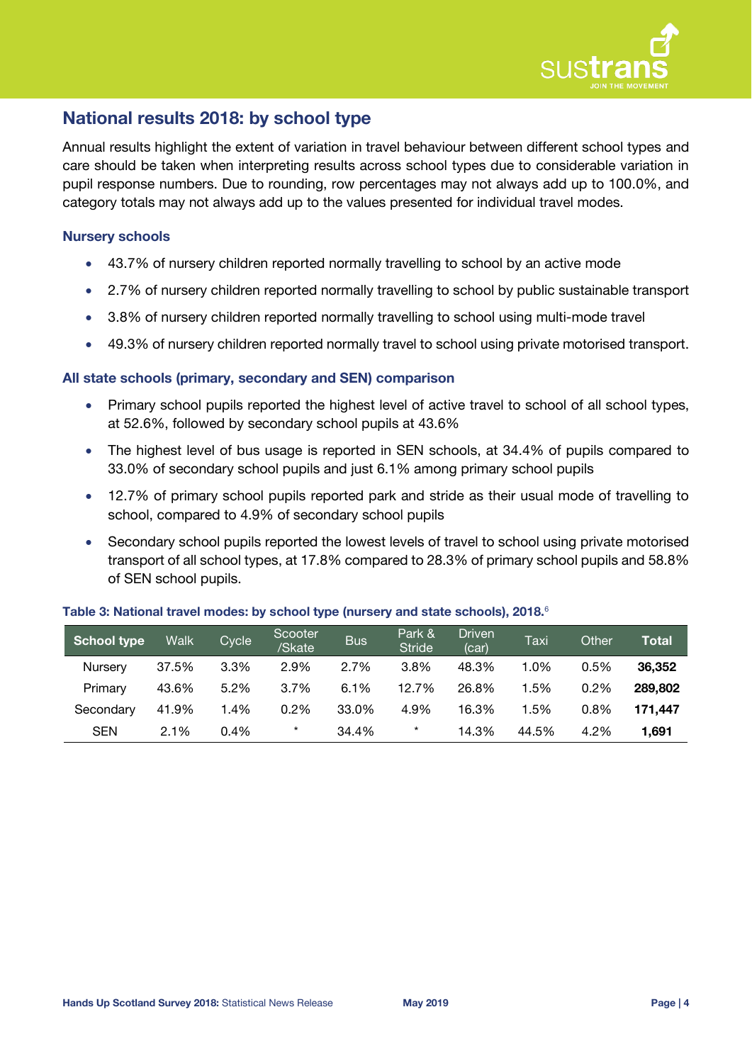## National results 2018: by school type

Annual results highlight the extent of variation in travel behaviour between different school types and care should be taken when interpreting results across school types due to considerable variation in pupil response numbers. Due to rounding, row percentages may not always add up to 100.0%, and category totals may not always add up to the values presented for individual travel modes.

### Nursery schools

- 43.7% of nursery children reported normally travelling to school by an active mode
- 2.7% of nursery children reported normally travelling to school by public sustainable transport
- 3.8% of nursery children reported normally travelling to school using multi-mode travel
- 49.3% of nursery children reported normally travel to school using private motorised transport.

### All state schools (primary, secondary and SEN) comparison

- Primary school pupils reported the highest level of active travel to school of all school types, at 52.6%, followed by secondary school pupils at 43.6%
- The highest level of bus usage is reported in SEN schools, at 34.4% of pupils compared to 33.0% of secondary school pupils and just 6.1% among primary school pupils
- 12.7% of primary school pupils reported park and stride as their usual mode of travelling to school, compared to 4.9% of secondary school pupils
- Secondary school pupils reported the lowest levels of travel to school using private motorised transport of all school types, at 17.8% compared to 28.3% of primary school pupils and 58.8% of SEN school pupils.

**Table 3: National travel modes: by school type (nursery and state schools), 2018.**[6]

| School type | Walk | Cycle | Scooter /Skate | Bus | Park & Stride | Driven (car) | Taxi | Other | Total |
|---|---|---|---|---|---|---|---|---|---|
| Nursery | 37.5% | 3.3% | 2.9% | 2.7% | 3.8% | 48.3% | 1.0% | 0.5% | **36,352** |
| Primary | 43.6% | 5.2% | 3.7% | 6.1% | 12.7% | 26.8% | 1.5% | 0.2% | **289,802** |
| Secondary | 41.9% | 1.4% | 0.2% | 33.0% | 4.9% | 16.3% | 1.5% | 0.8% | **171,447** |
| SEN | 2.1% | 0.4% | * | 34.4% | * | 14.3% | 44.5% | 4.2% | **1,691** |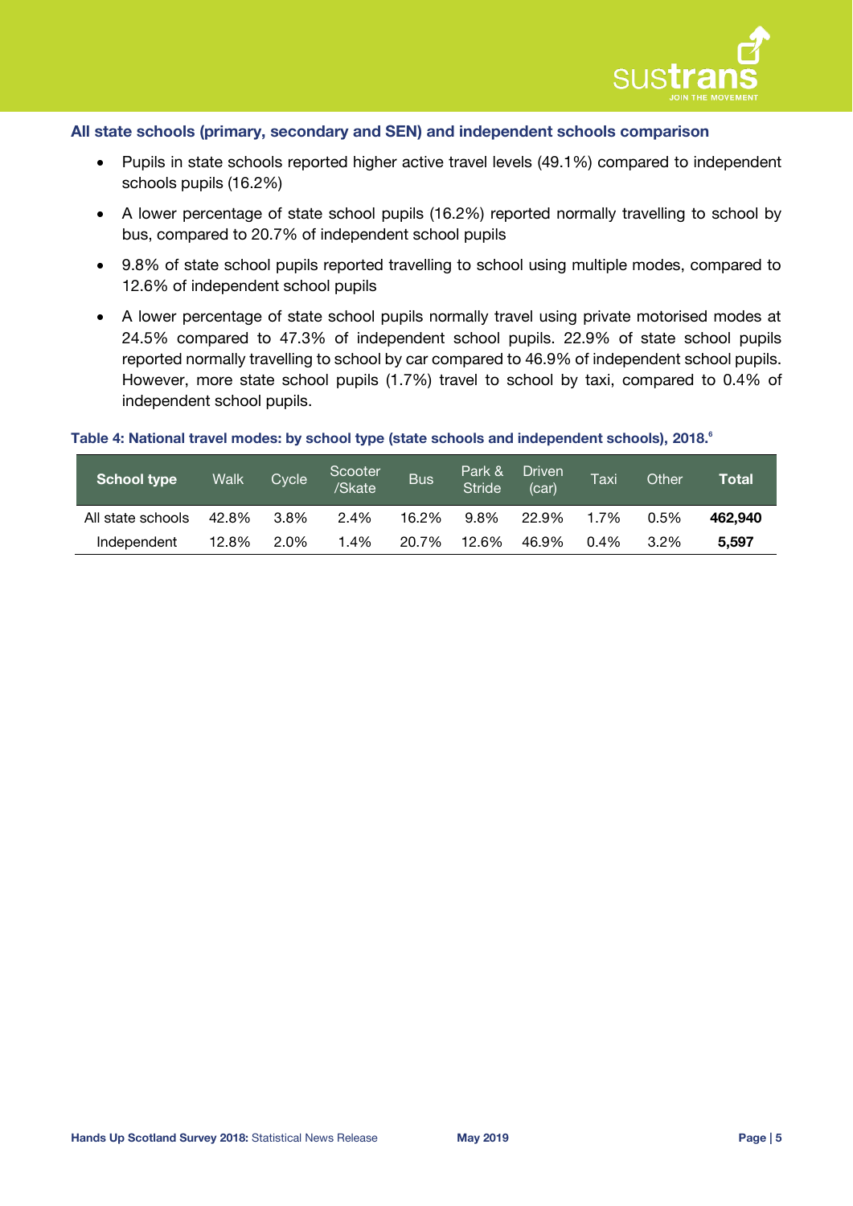### All state schools (primary, secondary and SEN) and independent schools comparison

- Pupils in state schools reported higher active travel levels (49.1%) compared to independent schools pupils (16.2%)
- A lower percentage of state school pupils (16.2%) reported normally travelling to school by bus, compared to 20.7% of independent school pupils
- 9.8% of state school pupils reported travelling to school using multiple modes, compared to 12.6% of independent school pupils
- A lower percentage of state school pupils normally travel using private motorised modes at 24.5% compared to 47.3% of independent school pupils. 22.9% of state school pupils reported normally travelling to school by car compared to 46.9% of independent school pupils. However, more state school pupils (1.7%) travel to school by taxi, compared to 0.4% of independent school pupils.

**Table 4: National travel modes: by school type (state schools and independent schools), 2018.[6]**

| School type | Walk | Cycle | Scooter /Skate | Bus | Park & Stride | Driven (car) | Taxi | Other | Total |
|---|---|---|---|---|---|---|---|---|---|
| All state schools | 42.8% | 3.8% | 2.4% | 16.2% | 9.8% | 22.9% | 1.7% | 0.5% | **462,940** |
| Independent | 12.8% | 2.0% | 1.4% | 20.7% | 12.6% | 46.9% | 0.4% | 3.2% | **5,597** |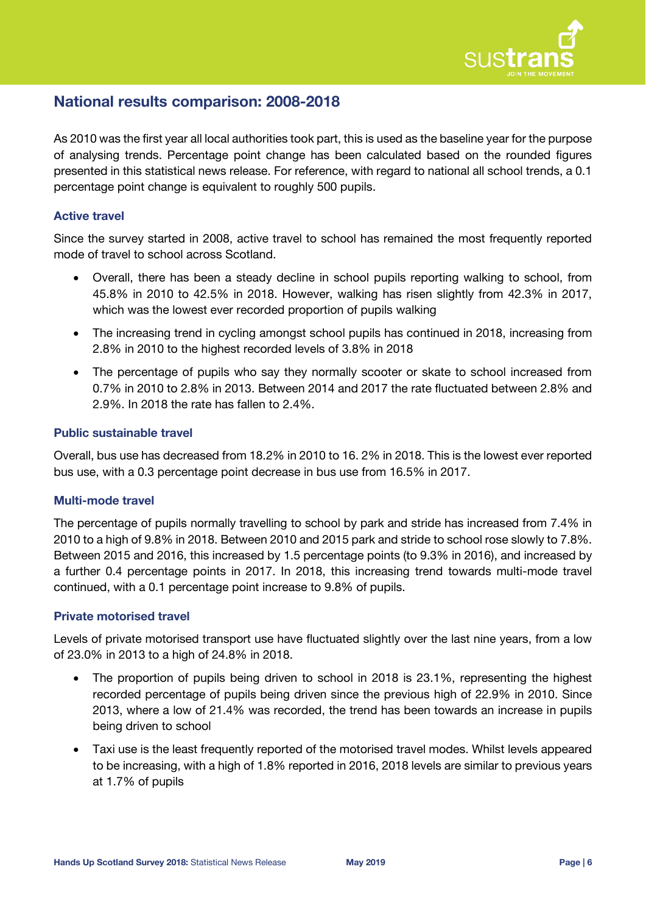## National results comparison: 2008-2018

As 2010 was the first year all local authorities took part, this is used as the baseline year for the purpose of analysing trends. Percentage point change has been calculated based on the rounded figures presented in this statistical news release. For reference, with regard to national all school trends, a 0.1 percentage point change is equivalent to roughly 500 pupils.

### Active travel

Since the survey started in 2008, active travel to school has remained the most frequently reported mode of travel to school across Scotland.

- Overall, there has been a steady decline in school pupils reporting walking to school, from 45.8% in 2010 to 42.5% in 2018. However, walking has risen slightly from 42.3% in 2017, which was the lowest ever recorded proportion of pupils walking
- The increasing trend in cycling amongst school pupils has continued in 2018, increasing from 2.8% in 2010 to the highest recorded levels of 3.8% in 2018
- The percentage of pupils who say they normally scooter or skate to school increased from 0.7% in 2010 to 2.8% in 2013. Between 2014 and 2017 the rate fluctuated between 2.8% and 2.9%. In 2018 the rate has fallen to 2.4%.

### Public sustainable travel

Overall, bus use has decreased from 18.2% in 2010 to 16. 2% in 2018. This is the lowest ever reported bus use, with a 0.3 percentage point decrease in bus use from 16.5% in 2017.

### Multi-mode travel

The percentage of pupils normally travelling to school by park and stride has increased from 7.4% in 2010 to a high of 9.8% in 2018. Between 2010 and 2015 park and stride to school rose slowly to 7.8%. Between 2015 and 2016, this increased by 1.5 percentage points (to 9.3% in 2016), and increased by a further 0.4 percentage points in 2017. In 2018, this increasing trend towards multi-mode travel continued, with a 0.1 percentage point increase to 9.8% of pupils.

### Private motorised travel

Levels of private motorised transport use have fluctuated slightly over the last nine years, from a low of 23.0% in 2013 to a high of 24.8% in 2018.

- The proportion of pupils being driven to school in 2018 is 23.1%, representing the highest recorded percentage of pupils being driven since the previous high of 22.9% in 2010. Since 2013, where a low of 21.4% was recorded, the trend has been towards an increase in pupils being driven to school
- Taxi use is the least frequently reported of the motorised travel modes. Whilst levels appeared to be increasing, with a high of 1.8% reported in 2016, 2018 levels are similar to previous years at 1.7% of pupils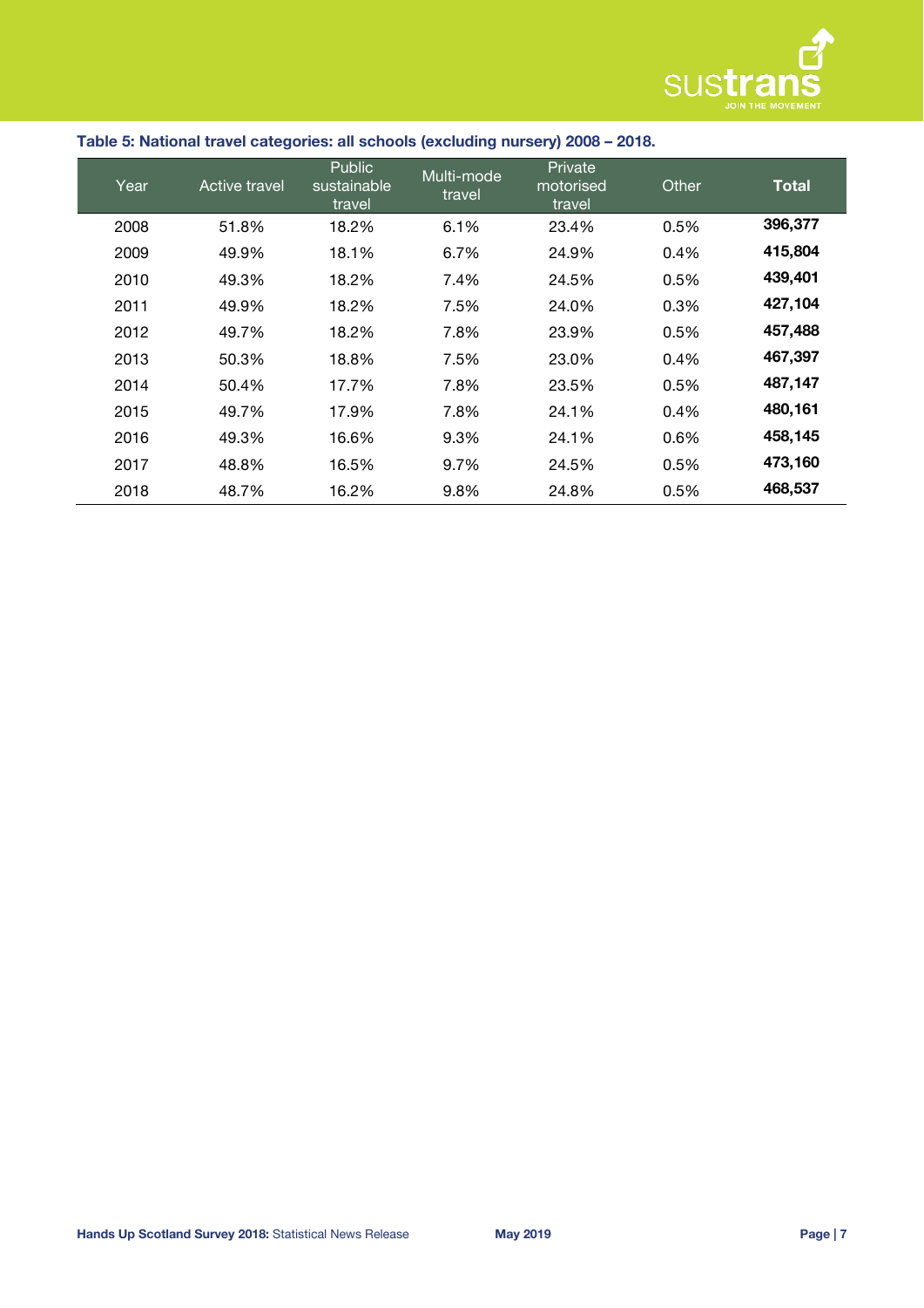**Table 5: National travel categories: all schools (excluding nursery) 2008 – 2018.**

| Year | Active travel | Public sustainable travel | Multi-mode travel | Private motorised travel | Other | **Total** |
|---|---|---|---|---|---|---|
| 2008 | 51.8% | 18.2% | 6.1% | 23.4% | 0.5% | **396,377** |
| 2009 | 49.9% | 18.1% | 6.7% | 24.9% | 0.4% | **415,804** |
| 2010 | 49.3% | 18.2% | 7.4% | 24.5% | 0.5% | **439,401** |
| 2011 | 49.9% | 18.2% | 7.5% | 24.0% | 0.3% | **427,104** |
| 2012 | 49.7% | 18.2% | 7.8% | 23.9% | 0.5% | **457,488** |
| 2013 | 50.3% | 18.8% | 7.5% | 23.0% | 0.4% | **467,397** |
| 2014 | 50.4% | 17.7% | 7.8% | 23.5% | 0.5% | **487,147** |
| 2015 | 49.7% | 17.9% | 7.8% | 24.1% | 0.4% | **480,161** |
| 2016 | 49.3% | 16.6% | 9.3% | 24.1% | 0.6% | **458,145** |
| 2017 | 48.8% | 16.5% | 9.7% | 24.5% | 0.5% | **473,160** |
| 2018 | 48.7% | 16.2% | 9.8% | 24.8% | 0.5% | **468,537** |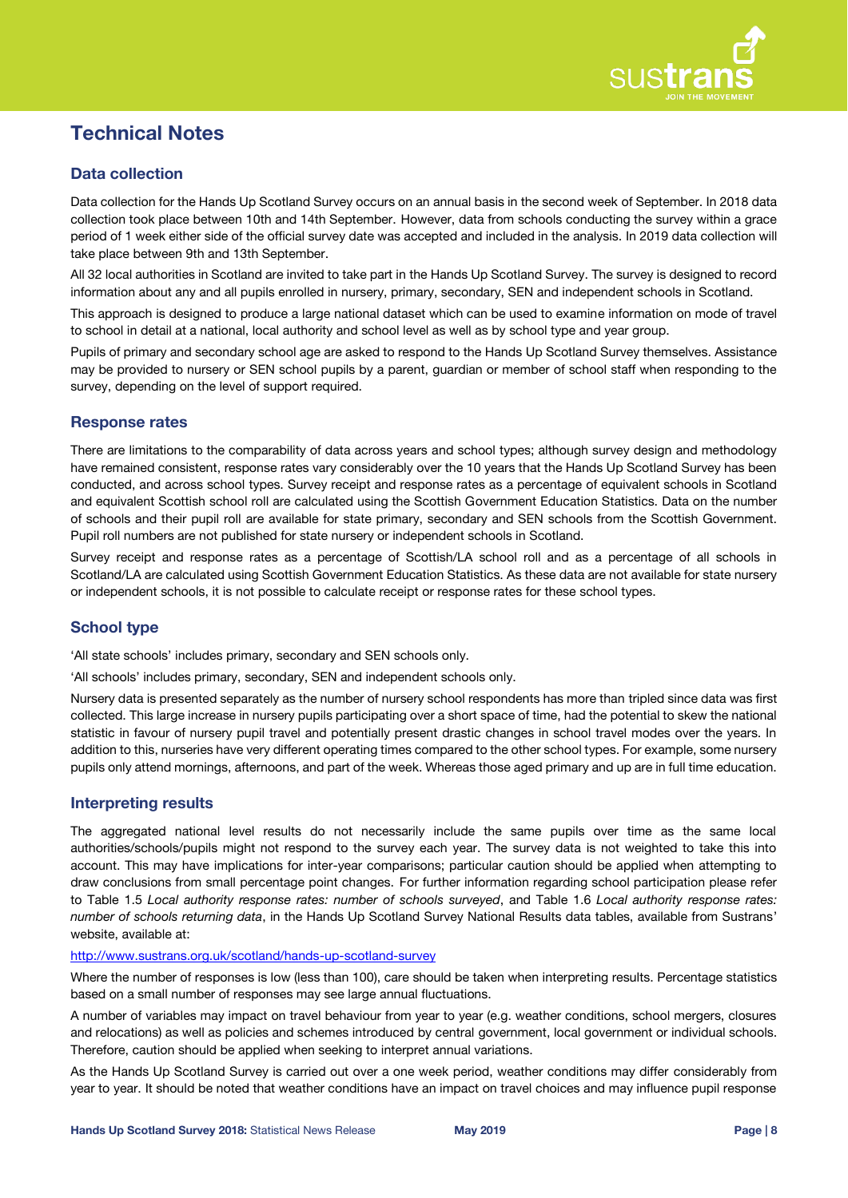# Technical Notes

## Data collection

Data collection for the Hands Up Scotland Survey occurs on an annual basis in the second week of September. In 2018 data collection took place between 10th and 14th September. However, data from schools conducting the survey within a grace period of 1 week either side of the official survey date was accepted and included in the analysis. In 2019 data collection will take place between 9th and 13th September.

All 32 local authorities in Scotland are invited to take part in the Hands Up Scotland Survey. The survey is designed to record information about any and all pupils enrolled in nursery, primary, secondary, SEN and independent schools in Scotland.

This approach is designed to produce a large national dataset which can be used to examine information on mode of travel to school in detail at a national, local authority and school level as well as by school type and year group.

Pupils of primary and secondary school age are asked to respond to the Hands Up Scotland Survey themselves. Assistance may be provided to nursery or SEN school pupils by a parent, guardian or member of school staff when responding to the survey, depending on the level of support required.

## Response rates

There are limitations to the comparability of data across years and school types; although survey design and methodology have remained consistent, response rates vary considerably over the 10 years that the Hands Up Scotland Survey has been conducted, and across school types. Survey receipt and response rates as a percentage of equivalent schools in Scotland and equivalent Scottish school roll are calculated using the Scottish Government Education Statistics. Data on the number of schools and their pupil roll are available for state primary, secondary and SEN schools from the Scottish Government. Pupil roll numbers are not published for state nursery or independent schools in Scotland.

Survey receipt and response rates as a percentage of Scottish/LA school roll and as a percentage of all schools in Scotland/LA are calculated using Scottish Government Education Statistics. As these data are not available for state nursery or independent schools, it is not possible to calculate receipt or response rates for these school types.

## School type

'All state schools' includes primary, secondary and SEN schools only.

'All schools' includes primary, secondary, SEN and independent schools only.

Nursery data is presented separately as the number of nursery school respondents has more than tripled since data was first collected. This large increase in nursery pupils participating over a short space of time, had the potential to skew the national statistic in favour of nursery pupil travel and potentially present drastic changes in school travel modes over the years. In addition to this, nurseries have very different operating times compared to the other school types. For example, some nursery pupils only attend mornings, afternoons, and part of the week. Whereas those aged primary and up are in full time education.

## Interpreting results

The aggregated national level results do not necessarily include the same pupils over time as the same local authorities/schools/pupils might not respond to the survey each year. The survey data is not weighted to take this into account. This may have implications for inter-year comparisons; particular caution should be applied when attempting to draw conclusions from small percentage point changes. For further information regarding school participation please refer to Table 1.5 *Local authority response rates: number of schools surveyed*, and Table 1.6 *Local authority response rates: number of schools returning data*, in the Hands Up Scotland Survey National Results data tables, available from Sustrans' website, available at:

http://www.sustrans.org.uk/scotland/hands-up-scotland-survey

Where the number of responses is low (less than 100), care should be taken when interpreting results. Percentage statistics based on a small number of responses may see large annual fluctuations.

A number of variables may impact on travel behaviour from year to year (e.g. weather conditions, school mergers, closures and relocations) as well as policies and schemes introduced by central government, local government or individual schools. Therefore, caution should be applied when seeking to interpret annual variations.

As the Hands Up Scotland Survey is carried out over a one week period, weather conditions may differ considerably from year to year. It should be noted that weather conditions have an impact on travel choices and may influence pupil response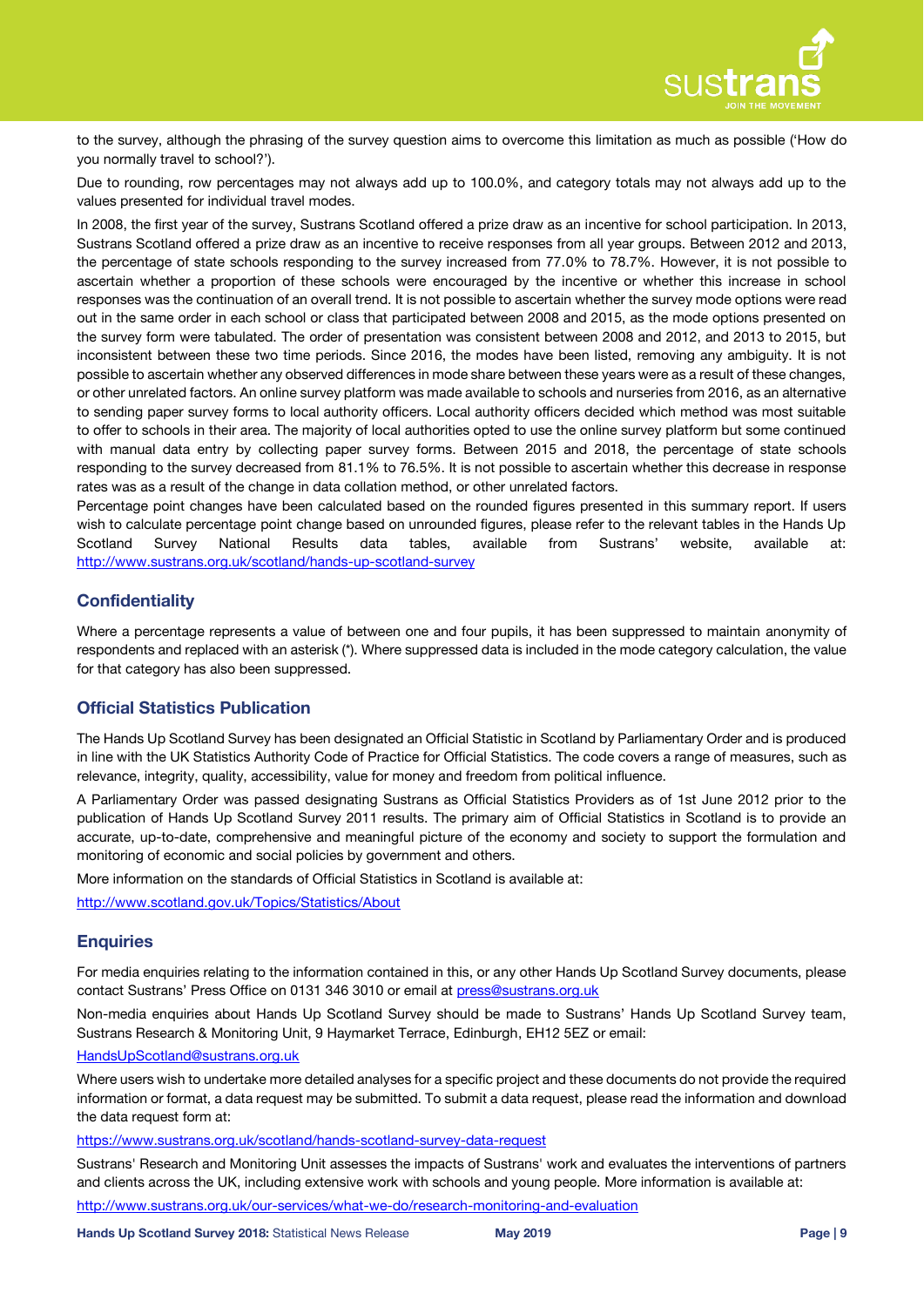to the survey, although the phrasing of the survey question aims to overcome this limitation as much as possible ('How do you normally travel to school?').

Due to rounding, row percentages may not always add up to 100.0%, and category totals may not always add up to the values presented for individual travel modes.

In 2008, the first year of the survey, Sustrans Scotland offered a prize draw as an incentive for school participation. In 2013, Sustrans Scotland offered a prize draw as an incentive to receive responses from all year groups. Between 2012 and 2013, the percentage of state schools responding to the survey increased from 77.0% to 78.7%. However, it is not possible to ascertain whether a proportion of these schools were encouraged by the incentive or whether this increase in school responses was the continuation of an overall trend. It is not possible to ascertain whether the survey mode options were read out in the same order in each school or class that participated between 2008 and 2015, as the mode options presented on the survey form were tabulated. The order of presentation was consistent between 2008 and 2012, and 2013 to 2015, but inconsistent between these two time periods. Since 2016, the modes have been listed, removing any ambiguity. It is not possible to ascertain whether any observed differences in mode share between these years were as a result of these changes, or other unrelated factors. An online survey platform was made available to schools and nurseries from 2016, as an alternative to sending paper survey forms to local authority officers. Local authority officers decided which method was most suitable to offer to schools in their area. The majority of local authorities opted to use the online survey platform but some continued with manual data entry by collecting paper survey forms. Between 2015 and 2018, the percentage of state schools responding to the survey decreased from 81.1% to 76.5%. It is not possible to ascertain whether this decrease in response rates was as a result of the change in data collation method, or other unrelated factors.

Percentage point changes have been calculated based on the rounded figures presented in this summary report. If users wish to calculate percentage point change based on unrounded figures, please refer to the relevant tables in the Hands Up Scotland Survey National Results data tables, available from Sustrans' website, available at: http://www.sustrans.org.uk/scotland/hands-up-scotland-survey

## Confidentiality

Where a percentage represents a value of between one and four pupils, it has been suppressed to maintain anonymity of respondents and replaced with an asterisk (*). Where suppressed data is included in the mode category calculation, the value for that category has also been suppressed.

## Official Statistics Publication

The Hands Up Scotland Survey has been designated an Official Statistic in Scotland by Parliamentary Order and is produced in line with the UK Statistics Authority Code of Practice for Official Statistics. The code covers a range of measures, such as relevance, integrity, quality, accessibility, value for money and freedom from political influence.

A Parliamentary Order was passed designating Sustrans as Official Statistics Providers as of 1st June 2012 prior to the publication of Hands Up Scotland Survey 2011 results. The primary aim of Official Statistics in Scotland is to provide an accurate, up-to-date, comprehensive and meaningful picture of the economy and society to support the formulation and monitoring of economic and social policies by government and others.

More information on the standards of Official Statistics in Scotland is available at:

http://www.scotland.gov.uk/Topics/Statistics/About

## Enquiries

For media enquiries relating to the information contained in this, or any other Hands Up Scotland Survey documents, please contact Sustrans' Press Office on 0131 346 3010 or email at press@sustrans.org.uk

Non-media enquiries about Hands Up Scotland Survey should be made to Sustrans' Hands Up Scotland Survey team, Sustrans Research & Monitoring Unit, 9 Haymarket Terrace, Edinburgh, EH12 5EZ or email:

HandsUpScotland@sustrans.org.uk

Where users wish to undertake more detailed analyses for a specific project and these documents do not provide the required information or format, a data request may be submitted. To submit a data request, please read the information and download the data request form at:

https://www.sustrans.org.uk/scotland/hands-scotland-survey-data-request

Sustrans' Research and Monitoring Unit assesses the impacts of Sustrans' work and evaluates the interventions of partners and clients across the UK, including extensive work with schools and young people. More information is available at:

http://www.sustrans.org.uk/our-services/what-we-do/research-monitoring-and-evaluation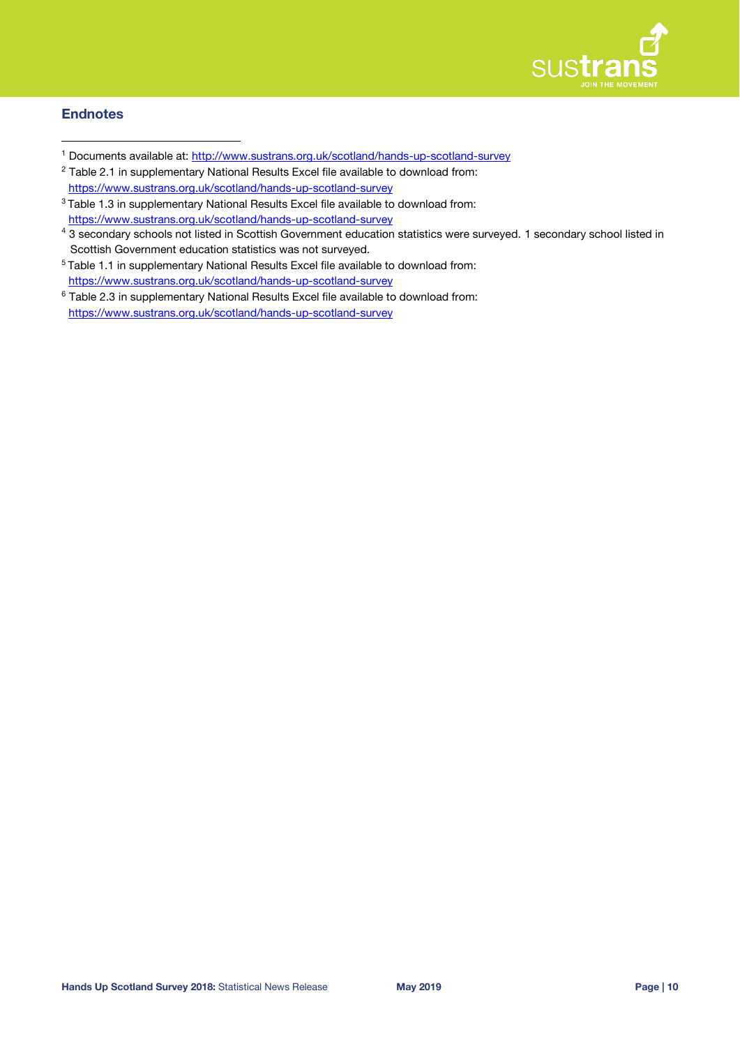## Endnotes

[1] Documents available at: http://www.sustrans.org.uk/scotland/hands-up-scotland-survey

[2] Table 2.1 in supplementary National Results Excel file available to download from: https://www.sustrans.org.uk/scotland/hands-up-scotland-survey

[3] Table 1.3 in supplementary National Results Excel file available to download from: https://www.sustrans.org.uk/scotland/hands-up-scotland-survey

[4] 3 secondary schools not listed in Scottish Government education statistics were surveyed. 1 secondary school listed in Scottish Government education statistics was not surveyed.

[5] Table 1.1 in supplementary National Results Excel file available to download from: https://www.sustrans.org.uk/scotland/hands-up-scotland-survey

[6] Table 2.3 in supplementary National Results Excel file available to download from: https://www.sustrans.org.uk/scotland/hands-up-scotland-survey